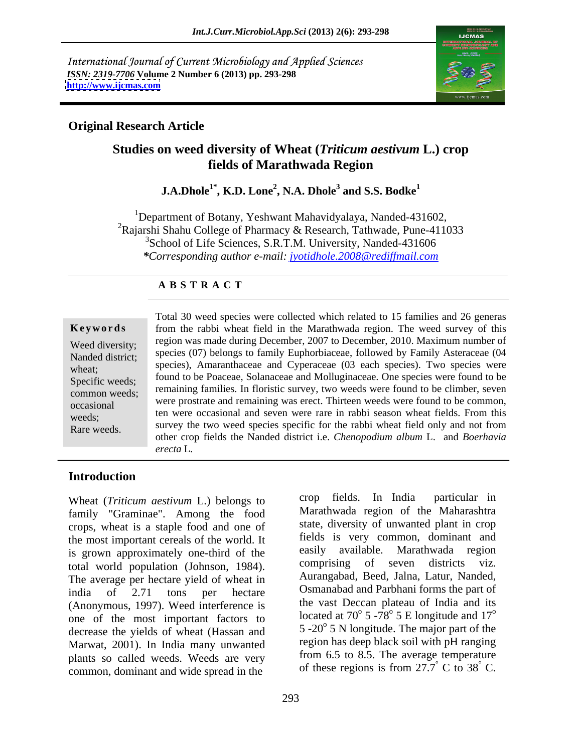International Journal of Current Microbiology and Applied Sciences
*ISSN: 2319-7706* **Volume 2 Number 6 (2013) pp. 293-298**
**http://www.ijcmas.com**

**Original Research Article**

# Studies on weed diversity of Wheat (*Triticum aestivum* L.) crop fields of Marathwada Region

**J.A.Dhole[1*], K.D. Lone[2], N.A. Dhole[3] and S.S. Bodke[1]**

[1]Department of Botany, Yeshwant Mahavidyalaya, Nanded-431602,
[2]Rajarshi Shahu College of Pharmacy & Research, Tathwade, Pune-411033
[3]School of Life Sciences, S.R.T.M. University, Nanded-431606
**\***Corresponding author e-mail: jyotidhole.2008@rediffmail.com

## ABSTRACT

**Keywords**

Weed diversity; Nanded district; wheat; Specific weeds; common weeds; occasional weeds; Rare weeds.

Total 30 weed species were collected which related to 15 families and 26 generas from the rabbi wheat field in the Marathwada region. The weed survey of this region was made during December, 2007 to December, 2010. Maximum number of species (07) belongs to family Euphorbiaceae, followed by Family Asteraceae (04 species), Amaranthaceae and Cyperaceae (03 each species). Two species were found to be Poaceae, Solanaceae and Molluginaceae. One species were found to be remaining families. In floristic survey, two weeds were found to be climber, seven were prostrate and remaining was erect. Thirteen weeds were found to be common, ten were occasional and seven were rare in rabbi season wheat fields. From this survey the two weed species specific for the rabbi wheat field only and not from other crop fields the Nanded district i.e. *Chenopodium album* L. and *Boerhavia erecta* L.

## Introduction

Wheat (*Triticum aestivum* L.) belongs to family "Graminae". Among the food crops, wheat is a staple food and one of the most important cereals of the world. It is grown approximately one-third of the total world population (Johnson, 1984). The average per hectare yield of wheat in india of 2.71 tons per hectare (Anonymous, 1997). Weed interference is one of the most important factors to decrease the yields of wheat (Hassan and Marwat, 2001). In India many unwanted plants so called weeds. Weeds are very common, dominant and wide spread in the crop fields. In India particular in Marathwada region of the Maharashtra state, diversity of unwanted plant in crop fields is very common, dominant and easily available. Marathwada region comprising of seven districts viz. Aurangabad, Beed, Jalna, Latur, Nanded, Osmanabad and Parbhani forms the part of the vast Deccan plateau of India and its located at $70^{o}$ 5 -$78^{o}$ 5 E longitude and $17^{o}$ 5 -$20^{o}$ 5 N longitude. The major part of the region has deep black soil with pH ranging from 6.5 to 8.5. The average temperature of these regions is from $27.7^{\circ}$ C to $38^{\circ}$ C.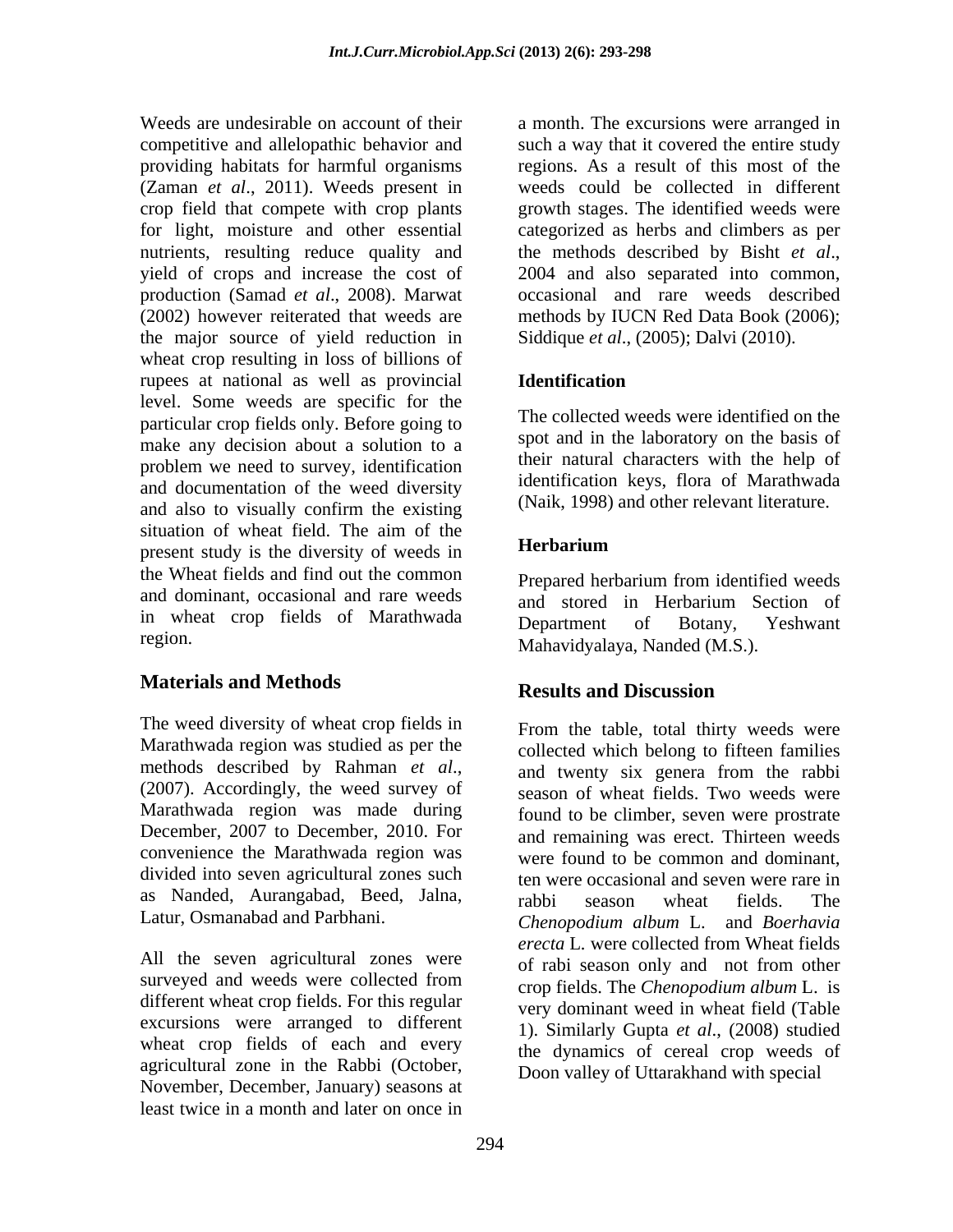Weeds are undesirable on account of their competitive and allelopathic behavior and providing habitats for harmful organisms (Zaman *et al*., 2011). Weeds present in crop field that compete with crop plants for light, moisture and other essential nutrients, resulting reduce quality and yield of crops and increase the cost of production (Samad *et al*., 2008). Marwat (2002) however reiterated that weeds are the major source of yield reduction in wheat crop resulting in loss of billions of rupees at national as well as provincial level. Some weeds are specific for the particular crop fields only. Before going to make any decision about a solution to a problem we need to survey, identification and documentation of the weed diversity and also to visually confirm the existing situation of wheat field. The aim of the present study is the diversity of weeds in the Wheat fields and find out the common and dominant, occasional and rare weeds in wheat crop fields of Marathwada region.

## Materials and Methods

The weed diversity of wheat crop fields in Marathwada region was studied as per the methods described by Rahman *et al*., (2007). Accordingly, the weed survey of Marathwada region was made during December, 2007 to December, 2010. For convenience the Marathwada region was divided into seven agricultural zones such as Nanded, Aurangabad, Beed, Jalna, Latur, Osmanabad and Parbhani.

All the seven agricultural zones were surveyed and weeds were collected from different wheat crop fields. For this regular excursions were arranged to different wheat crop fields of each and every agricultural zone in the Rabbi (October, November, December, January) seasons at least twice in a month and later on once in a month. The excursions were arranged in such a way that it covered the entire study regions. As a result of this most of the weeds could be collected in different growth stages. The identified weeds were categorized as herbs and climbers as per the methods described by Bisht *et al*., 2004 and also separated into common, occasional and rare weeds described methods by IUCN Red Data Book (2006); Siddique *et al*., (2005); Dalvi (2010).

### Identification

The collected weeds were identified on the spot and in the laboratory on the basis of their natural characters with the help of identification keys, flora of Marathwada (Naik, 1998) and other relevant literature.

### Herbarium

Prepared herbarium from identified weeds and stored in Herbarium Section of Department of Botany, Yeshwant Mahavidyalaya, Nanded (M.S.).

## Results and Discussion

From the table, total thirty weeds were collected which belong to fifteen families and twenty six genera from the rabbi season of wheat fields. Two weeds were found to be climber, seven were prostrate and remaining was erect. Thirteen weeds were found to be common and dominant, ten were occasional and seven were rare in rabbi season wheat fields. The *Chenopodium album* L. and *Boerhavia erecta* L. were collected from Wheat fields of rabi season only and not from other crop fields. The *Chenopodium album* L. is very dominant weed in wheat field (Table 1). Similarly Gupta *et al*., (2008) studied the dynamics of cereal crop weeds of Doon valley of Uttarakhand with special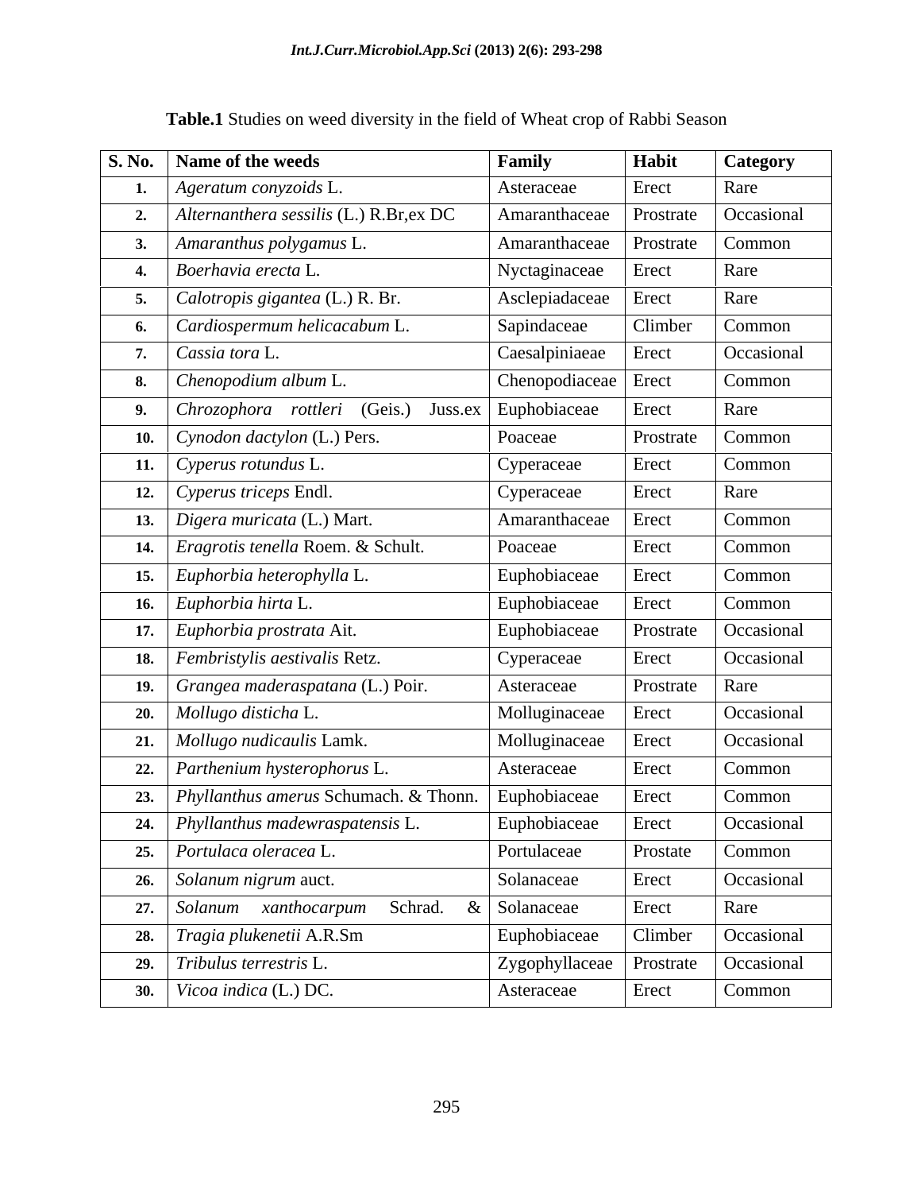**Table.1** Studies on weed diversity in the field of Wheat crop of Rabbi Season

| S. No. | Name of the weeds | Family | Habit | Category |
|---|---|---|---|---|
| 1. | *Ageratum conyzoids* L. | Asteraceae | Erect | Rare |
| 2. | *Alternanthera sessilis* (L.) R.Br,ex DC | Amaranthaceae | Prostrate | Occasional |
| 3. | *Amaranthus polygamus* L. | Amaranthaceae | Prostrate | Common |
| 4. | *Boerhavia erecta* L. | Nyctaginaceae | Erect | Rare |
| 5. | *Calotropis gigantea* (L.) R. Br. | Asclepiadaceae | Erect | Rare |
| 6. | *Cardiospermum helicacabum* L. | Sapindaceae | Climber | Common |
| 7. | *Cassia tora* L. | Caesalpiniaeae | Erect | Occasional |
| 8. | *Chenopodium album* L. | Chenopodiaceae | Erect | Common |
| 9. | *Chrozophora rottleri* (Geis.) Juss.ex | Euphobiaceae | Erect | Rare |
| 10. | *Cynodon dactylon* (L.) Pers. | Poaceae | Prostrate | Common |
| 11. | *Cyperus rotundus* L. | Cyperaceae | Erect | Common |
| 12. | *Cyperus triceps* Endl. | Cyperaceae | Erect | Rare |
| 13. | *Digera muricata* (L.) Mart. | Amaranthaceae | Erect | Common |
| 14. | *Eragrotis tenella* Roem. & Schult. | Poaceae | Erect | Common |
| 15. | *Euphorbia heterophylla* L. | Euphobiaceae | Erect | Common |
| 16. | *Euphorbia hirta* L. | Euphobiaceae | Erect | Common |
| 17. | *Euphorbia prostrata* Ait. | Euphobiaceae | Prostrate | Occasional |
| 18. | *Fembristylis aestivalis* Retz. | Cyperaceae | Erect | Occasional |
| 19. | *Grangea maderaspatana* (L.) Poir. | Asteraceae | Prostrate | Rare |
| 20. | *Mollugo disticha* L. | Molluginaceae | Erect | Occasional |
| 21. | *Mollugo nudicaulis* Lamk. | Molluginaceae | Erect | Occasional |
| 22. | *Parthenium hysterophorus* L. | Asteraceae | Erect | Common |
| 23. | *Phyllanthus amerus* Schumach. & Thonn. | Euphobiaceae | Erect | Common |
| 24. | *Phyllanthus madewraspatensis* L. | Euphobiaceae | Erect | Occasional |
| 25. | *Portulaca oleracea* L. | Portulaceae | Prostate | Common |
| 26. | *Solanum nigrum* auct. | Solanaceae | Erect | Occasional |
| 27. | *Solanum xanthocarpum* Schrad. & | Solanaceae | Erect | Rare |
| 28. | *Tragia plukenetii* A.R.Sm | Euphobiaceae | Climber | Occasional |
| 29. | *Tribulus terrestris* L. | Zygophyllaceae | Prostrate | Occasional |
| 30. | *Vicoa indica* (L.) DC. | Asteraceae | Erect | Common |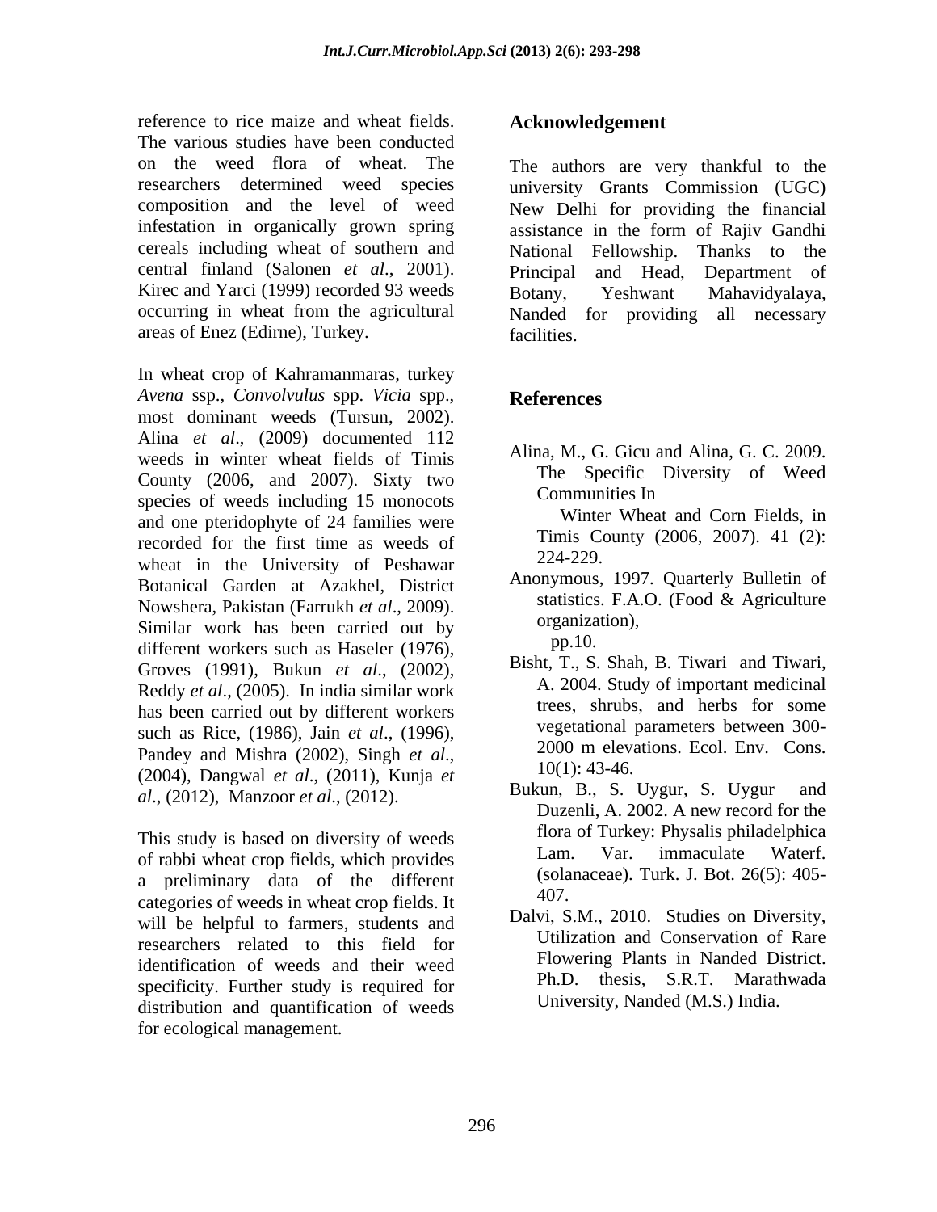reference to rice maize and wheat fields. The various studies have been conducted on the weed flora of wheat. The researchers determined weed species composition and the level of weed infestation in organically grown spring cereals including wheat of southern and central finland (Salonen *et al*., 2001). Kirec and Yarci (1999) recorded 93 weeds occurring in wheat from the agricultural areas of Enez (Edirne), Turkey.

In wheat crop of Kahramanmaras, turkey *Avena* ssp., *Convolvulus* spp. *Vicia* spp., most dominant weeds (Tursun, 2002). Alina *et al*., (2009) documented 112 weeds in winter wheat fields of Timis County (2006, and 2007). Sixty two species of weeds including 15 monocots and one pteridophyte of 24 families were recorded for the first time as weeds of wheat in the University of Peshawar Botanical Garden at Azakhel, District Nowshera, Pakistan (Farrukh *et al*., 2009). Similar work has been carried out by different workers such as Haseler (1976), Groves (1991), Bukun *et al*., (2002), Reddy *et al*., (2005). In india similar work has been carried out by different workers such as Rice, (1986), Jain *et al*., (1996), Pandey and Mishra (2002), Singh *et al*., (2004), Dangwal *et al*., (2011), Kunja *et al*., (2012), Manzoor *et al*., (2012).

This study is based on diversity of weeds of rabbi wheat crop fields, which provides a preliminary data of the different categories of weeds in wheat crop fields. It will be helpful to farmers, students and researchers related to this field for identification of weeds and their weed specificity. Further study is required for distribution and quantification of weeds for ecological management.

## Acknowledgement

The authors are very thankful to the university Grants Commission (UGC) New Delhi for providing the financial assistance in the form of Rajiv Gandhi National Fellowship. Thanks to the Principal and Head, Department of Botany, Yeshwant Mahavidyalaya, Nanded for providing all necessary facilities.

## References

Alina, M., G. Gicu and Alina, G. C. 2009. The Specific Diversity of Weed Communities In Winter Wheat and Corn Fields, in Timis County (2006, 2007). 41 (2): 224-229.

Anonymous, 1997. Quarterly Bulletin of statistics. F.A.O. (Food & Agriculture organization), pp.10.

Bisht, T., S. Shah, B. Tiwari and Tiwari, A. 2004. Study of important medicinal trees, shrubs, and herbs for some vegetational parameters between 300-2000 m elevations. Ecol. Env. Cons. 10(1): 43-46.

Bukun, B., S. Uygur, S. Uygur and Duzenli, A. 2002. A new record for the flora of Turkey: Physalis philadelphica Lam. Var. immaculate Waterf. (solanaceae). Turk. J. Bot. 26(5): 405-407.

Dalvi, S.M., 2010. Studies on Diversity, Utilization and Conservation of Rare Flowering Plants in Nanded District. Ph.D. thesis, S.R.T. Marathwada University, Nanded (M.S.) India.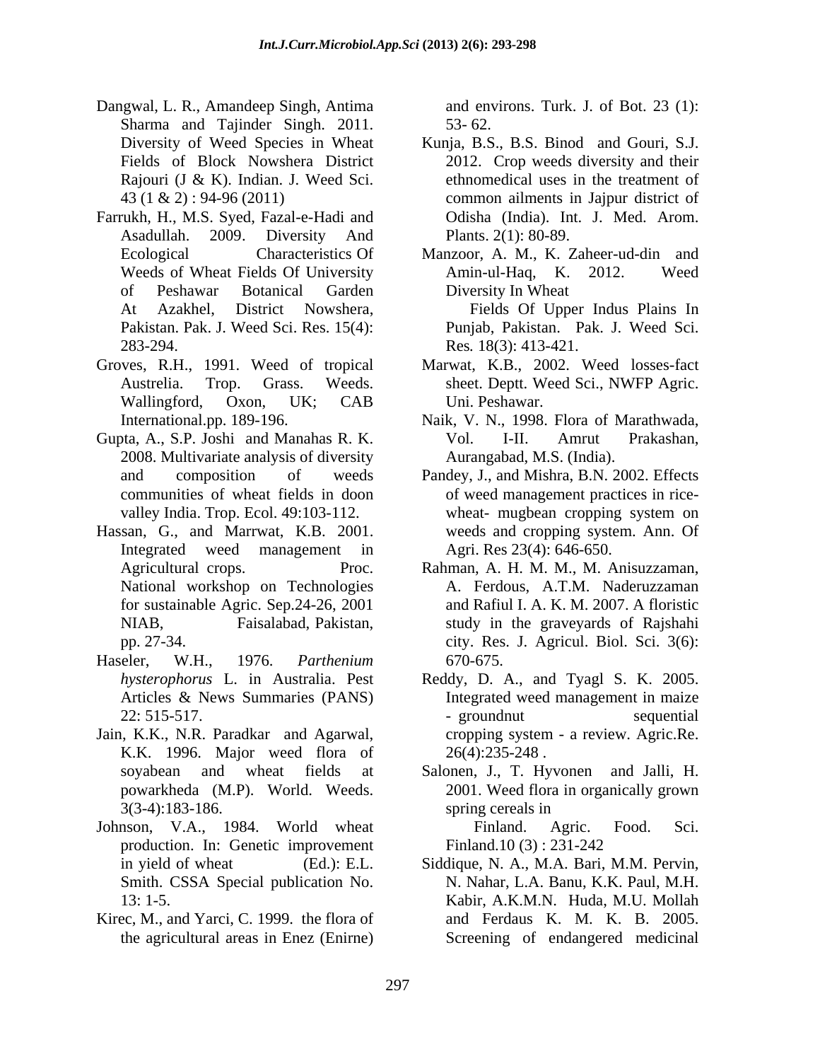Dangwal, L. R., Amandeep Singh, Antima Sharma and Tajinder Singh. 2011. Diversity of Weed Species in Wheat Fields of Block Nowshera District Rajouri (J & K). Indian. J. Weed Sci. 43 (1 & 2) : 94-96 (2011)

Farrukh, H., M.S. Syed, Fazal-e-Hadi and Asadullah. 2009. Diversity And Ecological Characteristics Of Weeds of Wheat Fields Of University of Peshawar Botanical Garden At Azakhel, District Nowshera, Pakistan. Pak. J. Weed Sci. Res. 15(4): 283-294.

Groves, R.H., 1991. Weed of tropical Austrelia. Trop. Grass. Weeds. Wallingford, Oxon, UK; CAB International.pp. 189-196.

Gupta, A., S.P. Joshi and Manahas R. K. 2008. Multivariate analysis of diversity and composition of weeds communities of wheat fields in doon valley India. Trop. Ecol. 49:103-112.

Hassan, G., and Marrwat, K.B. 2001. Integrated weed management in Agricultural crops. Proc. National workshop on Technologies for sustainable Agric. Sep.24-26, 2001 NIAB, Faisalabad, Pakistan, pp. 27-34.

Haseler, W.H., 1976. *Parthenium hysterophorus* L. in Australia. Pest Articles & News Summaries (PANS) 22: 515-517.

Jain, K.K., N.R. Paradkar and Agarwal, K.K. 1996. Major weed flora of soyabean and wheat fields at powarkheda (M.P). World. Weeds. 3(3-4):183-186.

Johnson, V.A., 1984. World wheat production. In: Genetic improvement in yield of wheat (Ed.): E.L. Smith. CSSA Special publication No. 13: 1-5.

Kirec, M., and Yarci, C. 1999. the flora of the agricultural areas in Enez (Enirne) and environs. Turk. J. of Bot. 23 (1): 53- 62.

Kunja, B.S., B.S. Binod and Gouri, S.J. 2012. Crop weeds diversity and their ethnomedical uses in the treatment of common ailments in Jajpur district of Odisha (India). Int. J. Med. Arom. Plants. 2(1): 80-89.

Manzoor, A. M., K. Zaheer-ud-din and Amin-ul-Haq, K. 2012. Weed Diversity In Wheat Fields Of Upper Indus Plains In Punjab, Pakistan. Pak. J. Weed Sci. Res. 18(3): 413-421.

Marwat, K.B., 2002. Weed losses-fact sheet. Deptt. Weed Sci., NWFP Agric. Uni. Peshawar.

Naik, V. N., 1998. Flora of Marathwada, Vol. I-II. Amrut Prakashan, Aurangabad, M.S. (India).

Pandey, J., and Mishra, B.N. 2002. Effects of weed management practices in rice-wheat- mugbean cropping system on weeds and cropping system. Ann. Of Agri. Res 23(4): 646-650.

Rahman, A. H. M. M., M. Anisuzzaman, A. Ferdous, A.T.M. Naderuzzaman and Rafiul I. A. K. M. 2007. A floristic study in the graveyards of Rajshahi city. Res. J. Agricul. Biol. Sci. 3(6): 670-675.

Reddy, D. A., and Tyagl S. K. 2005. Integrated weed management in maize - groundnut sequential cropping system - a review. Agric.Re. 26(4):235-248 .

Salonen, J., T. Hyvonen and Jalli, H. 2001. Weed flora in organically grown spring cereals in Finland. Agric. Food. Sci. Finland.10 (3) : 231-242

Siddique, N. A., M.A. Bari, M.M. Pervin, N. Nahar, L.A. Banu, K.K. Paul, M.H. Kabir, A.K.M.N. Huda, M.U. Mollah and Ferdaus K. M. K. B. 2005. Screening of endangered medicinal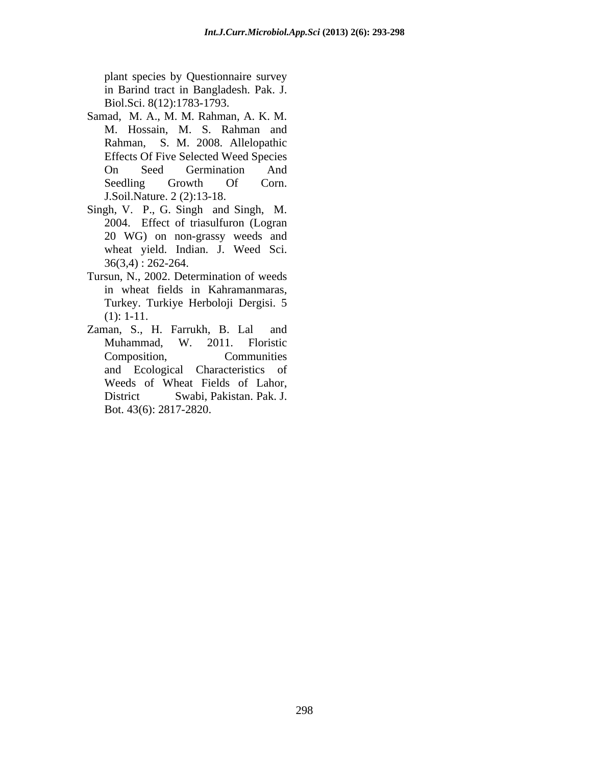plant species by Questionnaire survey in Barind tract in Bangladesh. Pak. J. Biol.Sci. 8(12):1783-1793.

Samad, M. A., M. M. Rahman, A. K. M. M. Hossain, M. S. Rahman and Rahman, S. M. 2008. Allelopathic Effects Of Five Selected Weed Species On Seed Germination And Seedling Growth Of Corn. J.Soil.Nature. 2 (2):13-18.

Singh, V. P., G. Singh and Singh, M. 2004. Effect of triasulfuron (Logran 20 WG) on non-grassy weeds and wheat yield. Indian. J. Weed Sci. 36(3,4) : 262-264.

Tursun, N., 2002. Determination of weeds in wheat fields in Kahramanmaras, Turkey. Turkiye Herboloji Dergisi. 5 (1): 1-11.

Zaman, S., H. Farrukh, B. Lal and Muhammad, W. 2011. Floristic Composition, Communities and Ecological Characteristics of Weeds of Wheat Fields of Lahor, District Swabi, Pakistan. Pak. J. Bot. 43(6): 2817-2820.